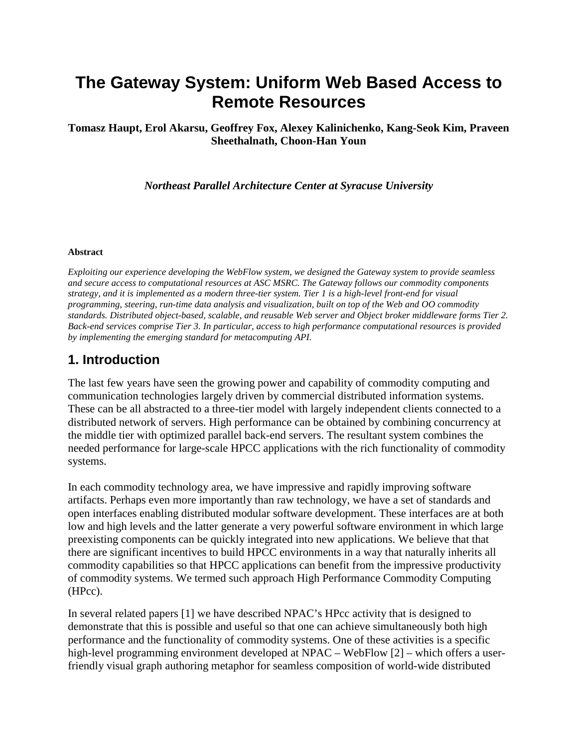# The Gateway System: Uniform Web Based Access to Remote Resources

**Tomasz Haupt, Erol Akarsu, Geoffrey Fox, Alexey Kalinichenko, Kang-Seok Kim, Praveen Sheethalnath, Choon-Han Youn**

***Northeast Parallel Architecture Center at Syracuse University***

**Abstract**

*Exploiting our experience developing the WebFlow system, we designed the Gateway system to provide seamless and secure access to computational resources at ASC MSRC. The Gateway follows our commodity components strategy, and it is implemented as a modern three-tier system. Tier 1 is a high-level front-end for visual programming, steering, run-time data analysis and visualization, built on top of the Web and OO commodity standards. Distributed object-based, scalable, and reusable Web server and Object broker middleware forms Tier 2. Back-end services comprise Tier 3. In particular, access to high performance computational resources is provided by implementing the emerging standard for metacomputing API.*

## 1. Introduction

The last few years have seen the growing power and capability of commodity computing and communication technologies largely driven by commercial distributed information systems. These can be all abstracted to a three-tier model with largely independent clients connected to a distributed network of servers. High performance can be obtained by combining concurrency at the middle tier with optimized parallel back-end servers. The resultant system combines the needed performance for large-scale HPCC applications with the rich functionality of commodity systems.

In each commodity technology area, we have impressive and rapidly improving software artifacts. Perhaps even more importantly than raw technology, we have a set of standards and open interfaces enabling distributed modular software development. These interfaces are at both low and high levels and the latter generate a very powerful software environment in which large preexisting components can be quickly integrated into new applications. We believe that that there are significant incentives to build HPCC environments in a way that naturally inherits all commodity capabilities so that HPCC applications can benefit from the impressive productivity of commodity systems. We termed such approach High Performance Commodity Computing (HPcc).

In several related papers [1] we have described NPAC's HPcc activity that is designed to demonstrate that this is possible and useful so that one can achieve simultaneously both high performance and the functionality of commodity systems. One of these activities is a specific high-level programming environment developed at NPAC – WebFlow [2] – which offers a user-friendly visual graph authoring metaphor for seamless composition of world-wide distributed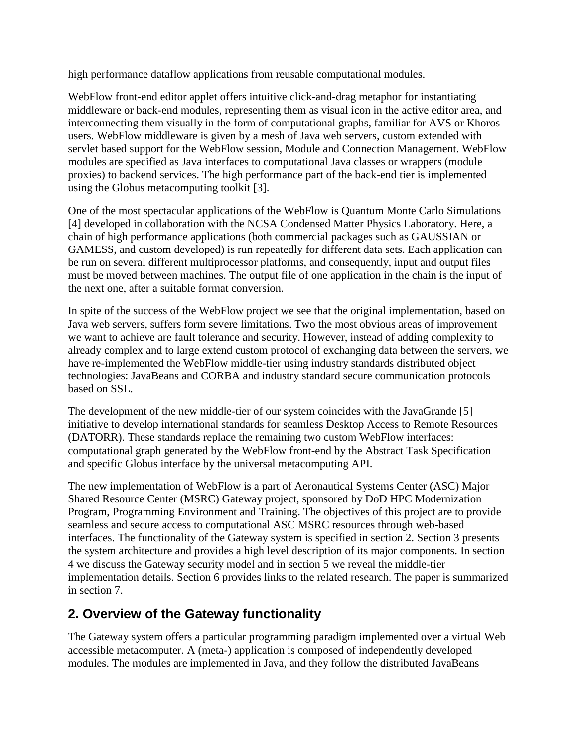high performance dataflow applications from reusable computational modules.

WebFlow front-end editor applet offers intuitive click-and-drag metaphor for instantiating middleware or back-end modules, representing them as visual icon in the active editor area, and interconnecting them visually in the form of computational graphs, familiar for AVS or Khoros users. WebFlow middleware is given by a mesh of Java web servers, custom extended with servlet based support for the WebFlow session, Module and Connection Management. WebFlow modules are specified as Java interfaces to computational Java classes or wrappers (module proxies) to backend services. The high performance part of the back-end tier is implemented using the Globus metacomputing toolkit [3].

One of the most spectacular applications of the WebFlow is Quantum Monte Carlo Simulations [4] developed in collaboration with the NCSA Condensed Matter Physics Laboratory. Here, a chain of high performance applications (both commercial packages such as GAUSSIAN or GAMESS, and custom developed) is run repeatedly for different data sets. Each application can be run on several different multiprocessor platforms, and consequently, input and output files must be moved between machines. The output file of one application in the chain is the input of the next one, after a suitable format conversion.

In spite of the success of the WebFlow project we see that the original implementation, based on Java web servers, suffers form severe limitations. Two the most obvious areas of improvement we want to achieve are fault tolerance and security. However, instead of adding complexity to already complex and to large extend custom protocol of exchanging data between the servers, we have re-implemented the WebFlow middle-tier using industry standards distributed object technologies: JavaBeans and CORBA and industry standard secure communication protocols based on SSL.

The development of the new middle-tier of our system coincides with the JavaGrande [5] initiative to develop international standards for seamless Desktop Access to Remote Resources (DATORR). These standards replace the remaining two custom WebFlow interfaces: computational graph generated by the WebFlow front-end by the Abstract Task Specification and specific Globus interface by the universal metacomputing API.

The new implementation of WebFlow is a part of Aeronautical Systems Center (ASC) Major Shared Resource Center (MSRC) Gateway project, sponsored by DoD HPC Modernization Program, Programming Environment and Training. The objectives of this project are to provide seamless and secure access to computational ASC MSRC resources through web-based interfaces. The functionality of the Gateway system is specified in section 2. Section 3 presents the system architecture and provides a high level description of its major components. In section 4 we discuss the Gateway security model and in section 5 we reveal the middle-tier implementation details. Section 6 provides links to the related research. The paper is summarized in section 7.

## 2. Overview of the Gateway functionality

The Gateway system offers a particular programming paradigm implemented over a virtual Web accessible metacomputer. A (meta-) application is composed of independently developed modules. The modules are implemented in Java, and they follow the distributed JavaBeans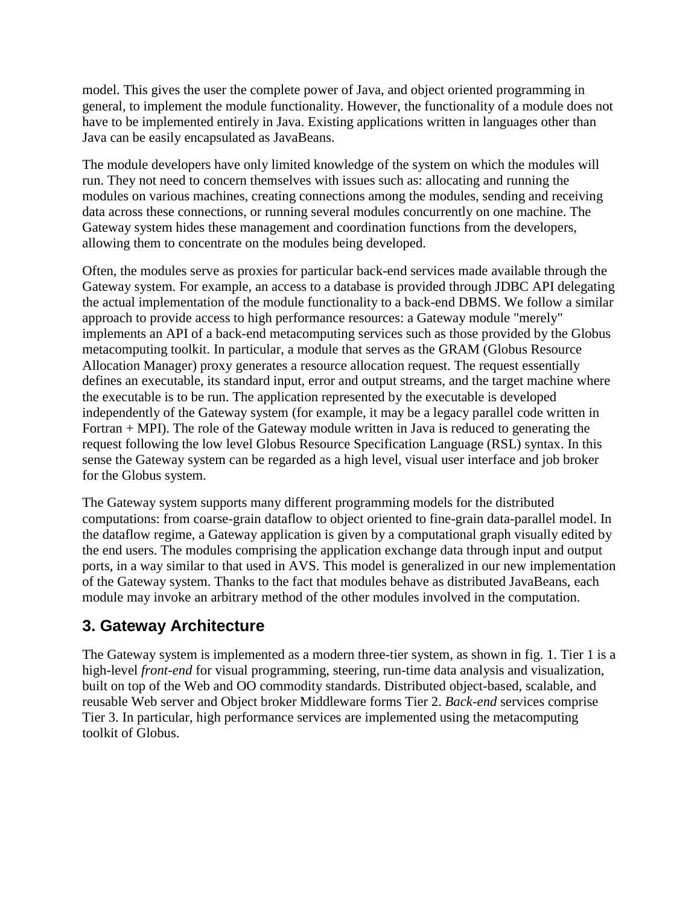model. This gives the user the complete power of Java, and object oriented programming in general, to implement the module functionality. However, the functionality of a module does not have to be implemented entirely in Java. Existing applications written in languages other than Java can be easily encapsulated as JavaBeans.

The module developers have only limited knowledge of the system on which the modules will run. They not need to concern themselves with issues such as: allocating and running the modules on various machines, creating connections among the modules, sending and receiving data across these connections, or running several modules concurrently on one machine. The Gateway system hides these management and coordination functions from the developers, allowing them to concentrate on the modules being developed.

Often, the modules serve as proxies for particular back-end services made available through the Gateway system. For example, an access to a database is provided through JDBC API delegating the actual implementation of the module functionality to a back-end DBMS. We follow a similar approach to provide access to high performance resources: a Gateway module "merely" implements an API of a back-end metacomputing services such as those provided by the Globus metacomputing toolkit. In particular, a module that serves as the GRAM (Globus Resource Allocation Manager) proxy generates a resource allocation request. The request essentially defines an executable, its standard input, error and output streams, and the target machine where the executable is to be run. The application represented by the executable is developed independently of the Gateway system (for example, it may be a legacy parallel code written in Fortran + MPI). The role of the Gateway module written in Java is reduced to generating the request following the low level Globus Resource Specification Language (RSL) syntax. In this sense the Gateway system can be regarded as a high level, visual user interface and job broker for the Globus system.

The Gateway system supports many different programming models for the distributed computations: from coarse-grain dataflow to object oriented to fine-grain data-parallel model. In the dataflow regime, a Gateway application is given by a computational graph visually edited by the end users. The modules comprising the application exchange data through input and output ports, in a way similar to that used in AVS. This model is generalized in our new implementation of the Gateway system. Thanks to the fact that modules behave as distributed JavaBeans, each module may invoke an arbitrary method of the other modules involved in the computation.

## 3. Gateway Architecture

The Gateway system is implemented as a modern three-tier system, as shown in fig. 1. Tier 1 is a high-level *front-end* for visual programming, steering, run-time data analysis and visualization, built on top of the Web and OO commodity standards. Distributed object-based, scalable, and reusable Web server and Object broker Middleware forms Tier 2. *Back-end* services comprise Tier 3. In particular, high performance services are implemented using the metacomputing toolkit of Globus.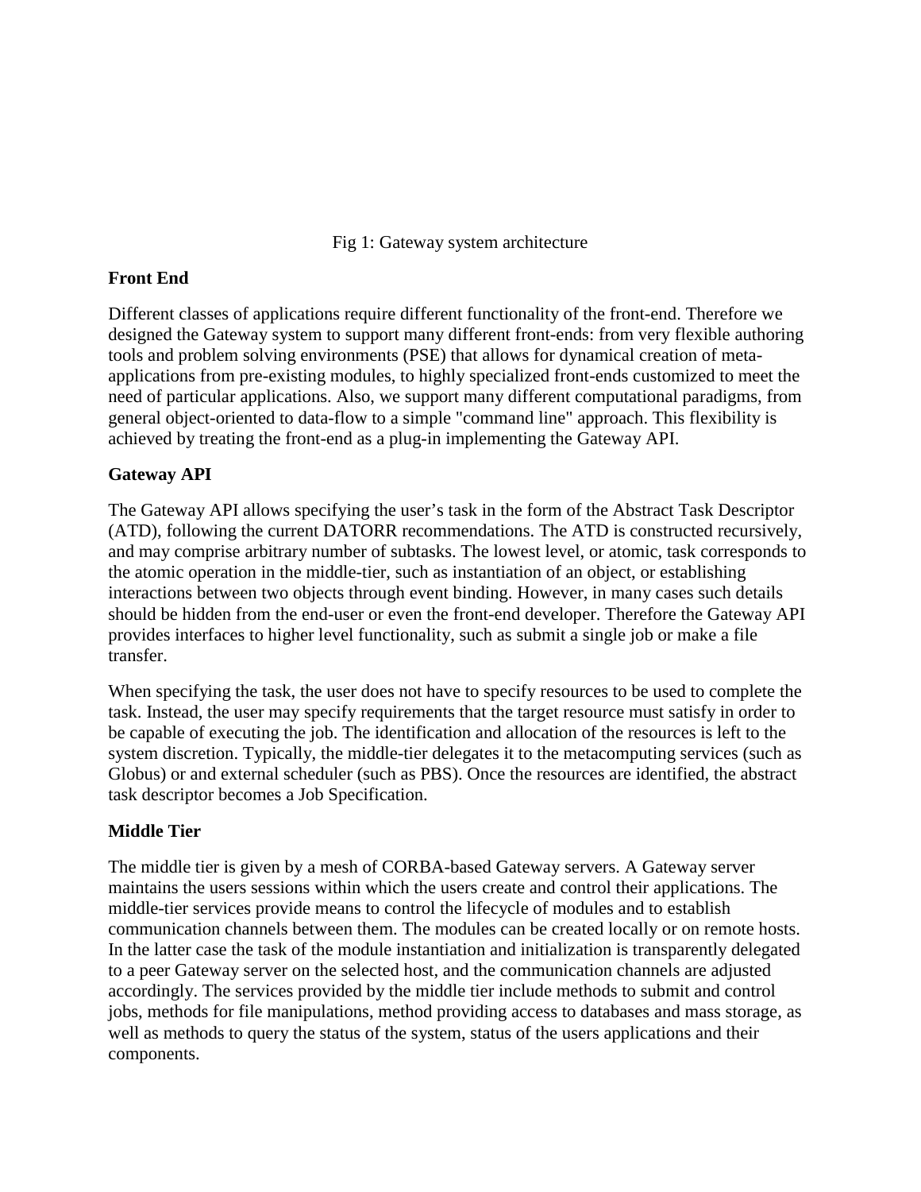Fig 1: Gateway system architecture

**Front End**

Different classes of applications require different functionality of the front-end. Therefore we designed the Gateway system to support many different front-ends: from very flexible authoring tools and problem solving environments (PSE) that allows for dynamical creation of meta-applications from pre-existing modules, to highly specialized front-ends customized to meet the need of particular applications. Also, we support many different computational paradigms, from general object-oriented to data-flow to a simple "command line" approach. This flexibility is achieved by treating the front-end as a plug-in implementing the Gateway API.

**Gateway API**

The Gateway API allows specifying the user's task in the form of the Abstract Task Descriptor (ATD), following the current DATORR recommendations. The ATD is constructed recursively, and may comprise arbitrary number of subtasks. The lowest level, or atomic, task corresponds to the atomic operation in the middle-tier, such as instantiation of an object, or establishing interactions between two objects through event binding. However, in many cases such details should be hidden from the end-user or even the front-end developer. Therefore the Gateway API provides interfaces to higher level functionality, such as submit a single job or make a file transfer.

When specifying the task, the user does not have to specify resources to be used to complete the task. Instead, the user may specify requirements that the target resource must satisfy in order to be capable of executing the job. The identification and allocation of the resources is left to the system discretion. Typically, the middle-tier delegates it to the metacomputing services (such as Globus) or and external scheduler (such as PBS). Once the resources are identified, the abstract task descriptor becomes a Job Specification.

**Middle Tier**

The middle tier is given by a mesh of CORBA-based Gateway servers. A Gateway server maintains the users sessions within which the users create and control their applications. The middle-tier services provide means to control the lifecycle of modules and to establish communication channels between them. The modules can be created locally or on remote hosts. In the latter case the task of the module instantiation and initialization is transparently delegated to a peer Gateway server on the selected host, and the communication channels are adjusted accordingly. The services provided by the middle tier include methods to submit and control jobs, methods for file manipulations, method providing access to databases and mass storage, as well as methods to query the status of the system, status of the users applications and their components.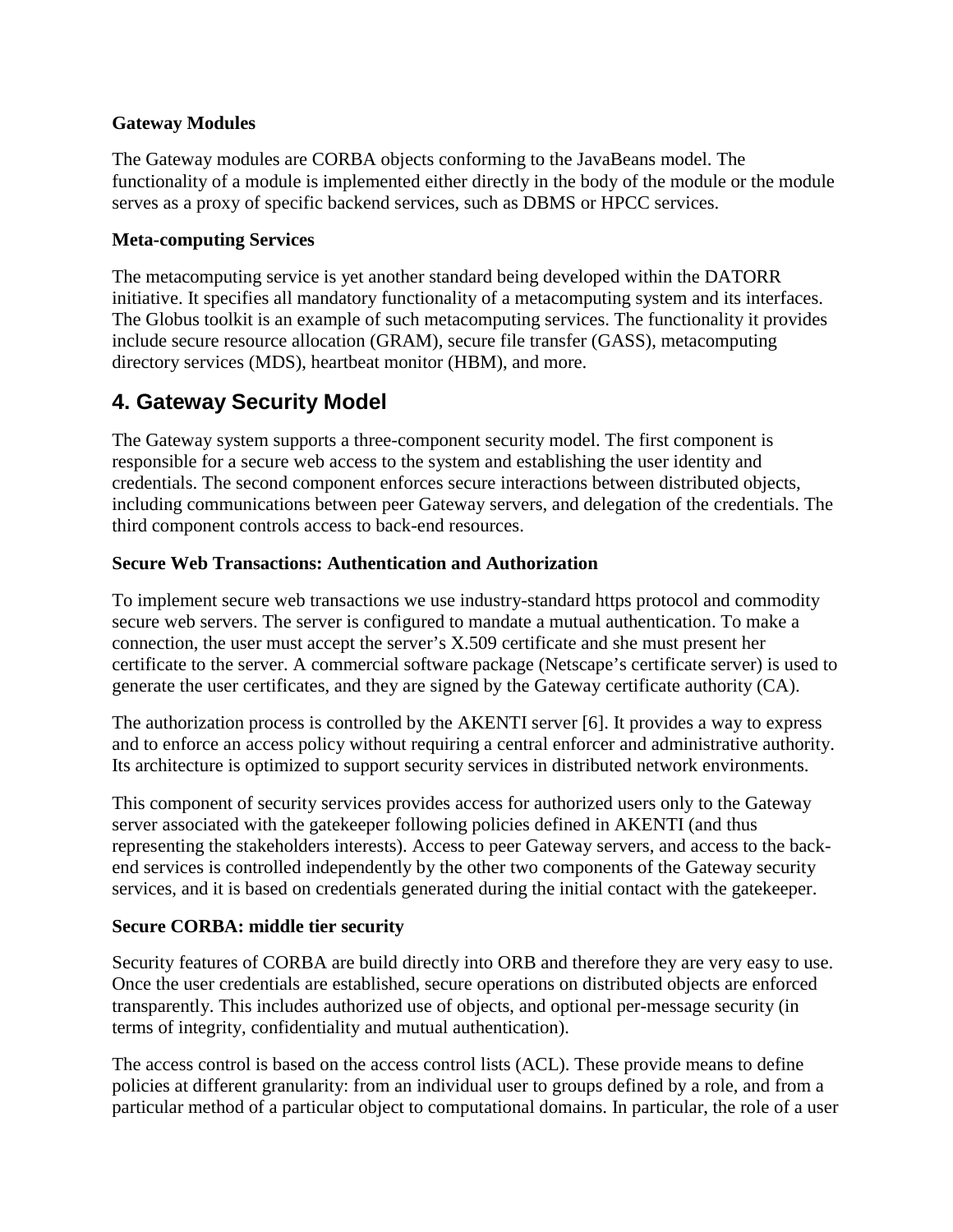**Gateway Modules**

The Gateway modules are CORBA objects conforming to the JavaBeans model. The functionality of a module is implemented either directly in the body of the module or the module serves as a proxy of specific backend services, such as DBMS or HPCC services.

**Meta-computing Services**

The metacomputing service is yet another standard being developed within the DATORR initiative. It specifies all mandatory functionality of a metacomputing system and its interfaces. The Globus toolkit is an example of such metacomputing services. The functionality it provides include secure resource allocation (GRAM), secure file transfer (GASS), metacomputing directory services (MDS), heartbeat monitor (HBM), and more.

## 4. Gateway Security Model

The Gateway system supports a three-component security model. The first component is responsible for a secure web access to the system and establishing the user identity and credentials. The second component enforces secure interactions between distributed objects, including communications between peer Gateway servers, and delegation of the credentials. The third component controls access to back-end resources.

**Secure Web Transactions: Authentication and Authorization**

To implement secure web transactions we use industry-standard https protocol and commodity secure web servers. The server is configured to mandate a mutual authentication. To make a connection, the user must accept the server's X.509 certificate and she must present her certificate to the server. A commercial software package (Netscape's certificate server) is used to generate the user certificates, and they are signed by the Gateway certificate authority (CA).

The authorization process is controlled by the AKENTI server [6]. It provides a way to express and to enforce an access policy without requiring a central enforcer and administrative authority. Its architecture is optimized to support security services in distributed network environments.

This component of security services provides access for authorized users only to the Gateway server associated with the gatekeeper following policies defined in AKENTI (and thus representing the stakeholders interests). Access to peer Gateway servers, and access to the back-end services is controlled independently by the other two components of the Gateway security services, and it is based on credentials generated during the initial contact with the gatekeeper.

**Secure CORBA: middle tier security**

Security features of CORBA are build directly into ORB and therefore they are very easy to use. Once the user credentials are established, secure operations on distributed objects are enforced transparently. This includes authorized use of objects, and optional per-message security (in terms of integrity, confidentiality and mutual authentication).

The access control is based on the access control lists (ACL). These provide means to define policies at different granularity: from an individual user to groups defined by a role, and from a particular method of a particular object to computational domains. In particular, the role of a user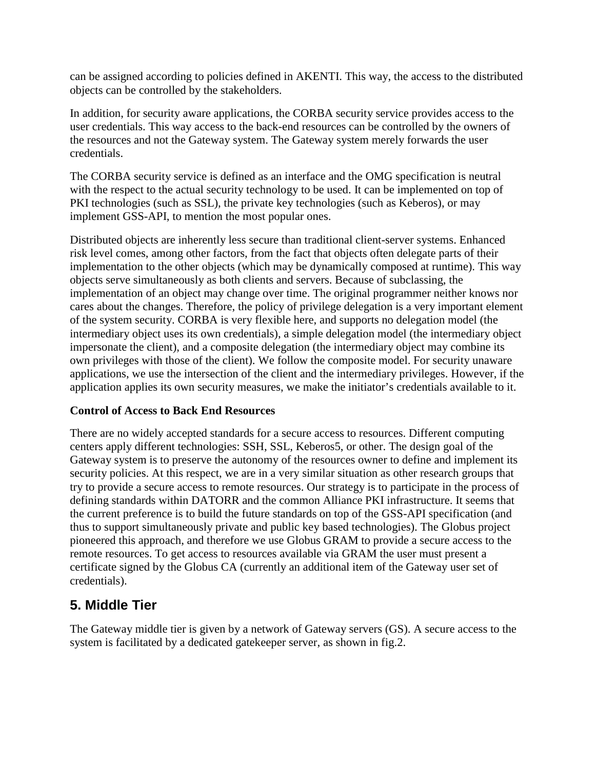can be assigned according to policies defined in AKENTI. This way, the access to the distributed objects can be controlled by the stakeholders.

In addition, for security aware applications, the CORBA security service provides access to the user credentials. This way access to the back-end resources can be controlled by the owners of the resources and not the Gateway system. The Gateway system merely forwards the user credentials.

The CORBA security service is defined as an interface and the OMG specification is neutral with the respect to the actual security technology to be used. It can be implemented on top of PKI technologies (such as SSL), the private key technologies (such as Keberos), or may implement GSS-API, to mention the most popular ones.

Distributed objects are inherently less secure than traditional client-server systems. Enhanced risk level comes, among other factors, from the fact that objects often delegate parts of their implementation to the other objects (which may be dynamically composed at runtime). This way objects serve simultaneously as both clients and servers. Because of subclassing, the implementation of an object may change over time. The original programmer neither knows nor cares about the changes. Therefore, the policy of privilege delegation is a very important element of the system security. CORBA is very flexible here, and supports no delegation model (the intermediary object uses its own credentials), a simple delegation model (the intermediary object impersonate the client), and a composite delegation (the intermediary object may combine its own privileges with those of the client). We follow the composite model. For security unaware applications, we use the intersection of the client and the intermediary privileges. However, if the application applies its own security measures, we make the initiator's credentials available to it.

**Control of Access to Back End Resources**

There are no widely accepted standards for a secure access to resources. Different computing centers apply different technologies: SSH, SSL, Keberos5, or other. The design goal of the Gateway system is to preserve the autonomy of the resources owner to define and implement its security policies. At this respect, we are in a very similar situation as other research groups that try to provide a secure access to remote resources. Our strategy is to participate in the process of defining standards within DATORR and the common Alliance PKI infrastructure. It seems that the current preference is to build the future standards on top of the GSS-API specification (and thus to support simultaneously private and public key based technologies). The Globus project pioneered this approach, and therefore we use Globus GRAM to provide a secure access to the remote resources. To get access to resources available via GRAM the user must present a certificate signed by the Globus CA (currently an additional item of the Gateway user set of credentials).

## 5. Middle Tier

The Gateway middle tier is given by a network of Gateway servers (GS). A secure access to the system is facilitated by a dedicated gatekeeper server, as shown in fig.2.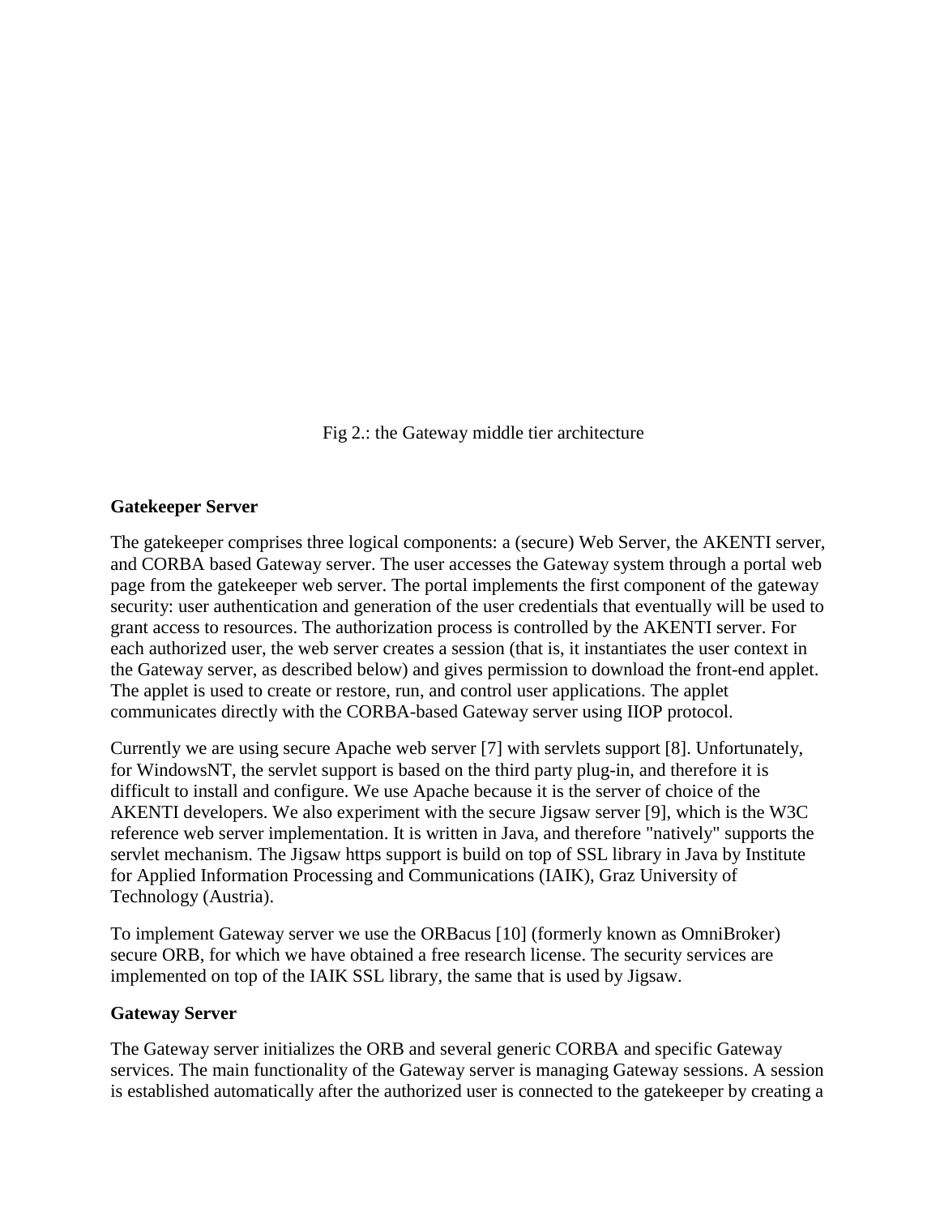Fig 2.: the Gateway middle tier architecture

**Gatekeeper Server**

The gatekeeper comprises three logical components: a (secure) Web Server, the AKENTI server, and CORBA based Gateway server. The user accesses the Gateway system through a portal web page from the gatekeeper web server. The portal implements the first component of the gateway security: user authentication and generation of the user credentials that eventually will be used to grant access to resources. The authorization process is controlled by the AKENTI server. For each authorized user, the web server creates a session (that is, it instantiates the user context in the Gateway server, as described below) and gives permission to download the front-end applet. The applet is used to create or restore, run, and control user applications. The applet communicates directly with the CORBA-based Gateway server using IIOP protocol.

Currently we are using secure Apache web server [7] with servlets support [8]. Unfortunately, for WindowsNT, the servlet support is based on the third party plug-in, and therefore it is difficult to install and configure. We use Apache because it is the server of choice of the AKENTI developers. We also experiment with the secure Jigsaw server [9], which is the W3C reference web server implementation. It is written in Java, and therefore "natively" supports the servlet mechanism. The Jigsaw https support is build on top of SSL library in Java by Institute for Applied Information Processing and Communications (IAIK), Graz University of Technology (Austria).

To implement Gateway server we use the ORBacus [10] (formerly known as OmniBroker) secure ORB, for which we have obtained a free research license. The security services are implemented on top of the IAIK SSL library, the same that is used by Jigsaw.

**Gateway Server**

The Gateway server initializes the ORB and several generic CORBA and specific Gateway services. The main functionality of the Gateway server is managing Gateway sessions. A session is established automatically after the authorized user is connected to the gatekeeper by creating a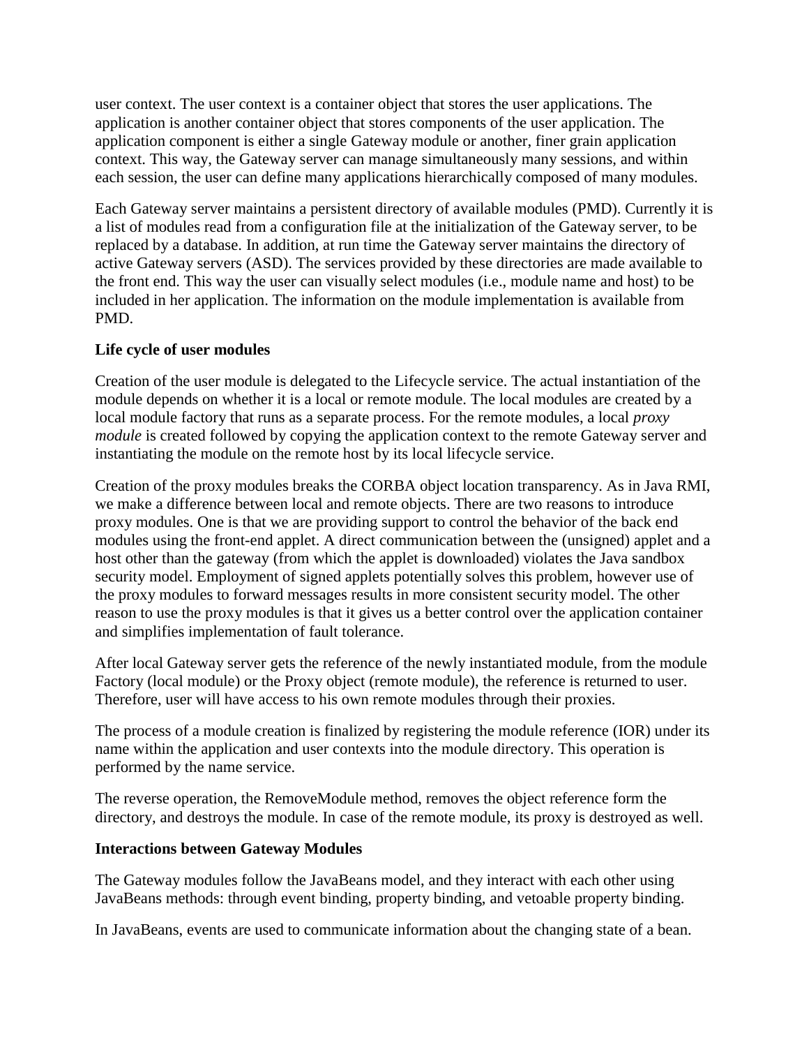user context. The user context is a container object that stores the user applications. The application is another container object that stores components of the user application. The application component is either a single Gateway module or another, finer grain application context. This way, the Gateway server can manage simultaneously many sessions, and within each session, the user can define many applications hierarchically composed of many modules.

Each Gateway server maintains a persistent directory of available modules (PMD). Currently it is a list of modules read from a configuration file at the initialization of the Gateway server, to be replaced by a database. In addition, at run time the Gateway server maintains the directory of active Gateway servers (ASD). The services provided by these directories are made available to the front end. This way the user can visually select modules (i.e., module name and host) to be included in her application. The information on the module implementation is available from PMD.

**Life cycle of user modules**

Creation of the user module is delegated to the Lifecycle service. The actual instantiation of the module depends on whether it is a local or remote module. The local modules are created by a local module factory that runs as a separate process. For the remote modules, a local *proxy module* is created followed by copying the application context to the remote Gateway server and instantiating the module on the remote host by its local lifecycle service.

Creation of the proxy modules breaks the CORBA object location transparency. As in Java RMI, we make a difference between local and remote objects. There are two reasons to introduce proxy modules. One is that we are providing support to control the behavior of the back end modules using the front-end applet. A direct communication between the (unsigned) applet and a host other than the gateway (from which the applet is downloaded) violates the Java sandbox security model. Employment of signed applets potentially solves this problem, however use of the proxy modules to forward messages results in more consistent security model. The other reason to use the proxy modules is that it gives us a better control over the application container and simplifies implementation of fault tolerance.

After local Gateway server gets the reference of the newly instantiated module, from the module Factory (local module) or the Proxy object (remote module), the reference is returned to user. Therefore, user will have access to his own remote modules through their proxies.

The process of a module creation is finalized by registering the module reference (IOR) under its name within the application and user contexts into the module directory. This operation is performed by the name service.

The reverse operation, the RemoveModule method, removes the object reference form the directory, and destroys the module. In case of the remote module, its proxy is destroyed as well.

**Interactions between Gateway Modules**

The Gateway modules follow the JavaBeans model, and they interact with each other using JavaBeans methods: through event binding, property binding, and vetoable property binding.

In JavaBeans, events are used to communicate information about the changing state of a bean.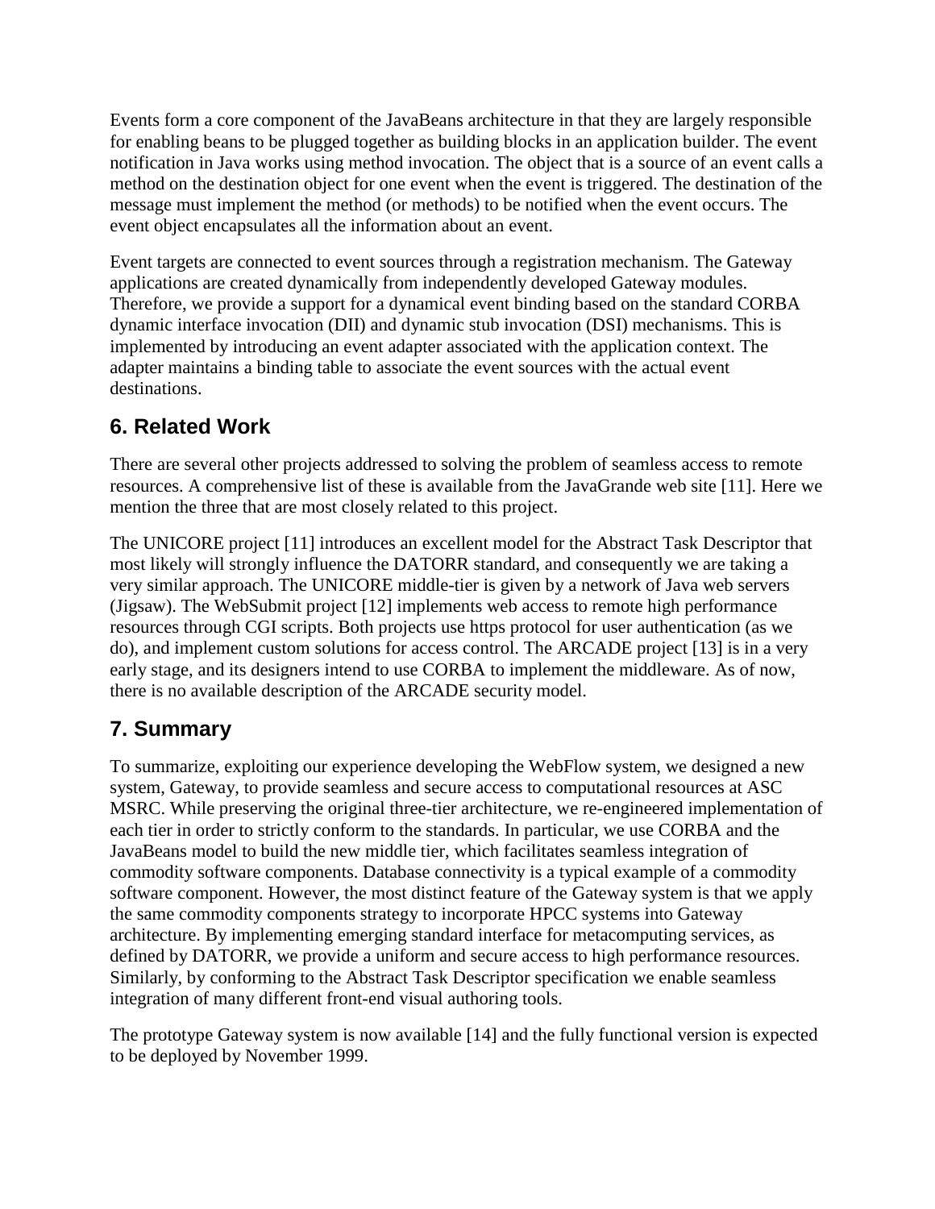Events form a core component of the JavaBeans architecture in that they are largely responsible for enabling beans to be plugged together as building blocks in an application builder. The event notification in Java works using method invocation. The object that is a source of an event calls a method on the destination object for one event when the event is triggered. The destination of the message must implement the method (or methods) to be notified when the event occurs. The event object encapsulates all the information about an event.

Event targets are connected to event sources through a registration mechanism. The Gateway applications are created dynamically from independently developed Gateway modules. Therefore, we provide a support for a dynamical event binding based on the standard CORBA dynamic interface invocation (DII) and dynamic stub invocation (DSI) mechanisms. This is implemented by introducing an event adapter associated with the application context. The adapter maintains a binding table to associate the event sources with the actual event destinations.

## 6. Related Work

There are several other projects addressed to solving the problem of seamless access to remote resources. A comprehensive list of these is available from the JavaGrande web site [11]. Here we mention the three that are most closely related to this project.

The UNICORE project [11] introduces an excellent model for the Abstract Task Descriptor that most likely will strongly influence the DATORR standard, and consequently we are taking a very similar approach. The UNICORE middle-tier is given by a network of Java web servers (Jigsaw). The WebSubmit project [12] implements web access to remote high performance resources through CGI scripts. Both projects use https protocol for user authentication (as we do), and implement custom solutions for access control. The ARCADE project [13] is in a very early stage, and its designers intend to use CORBA to implement the middleware. As of now, there is no available description of the ARCADE security model.

## 7. Summary

To summarize, exploiting our experience developing the WebFlow system, we designed a new system, Gateway, to provide seamless and secure access to computational resources at ASC MSRC. While preserving the original three-tier architecture, we re-engineered implementation of each tier in order to strictly conform to the standards. In particular, we use CORBA and the JavaBeans model to build the new middle tier, which facilitates seamless integration of commodity software components. Database connectivity is a typical example of a commodity software component. However, the most distinct feature of the Gateway system is that we apply the same commodity components strategy to incorporate HPCC systems into Gateway architecture. By implementing emerging standard interface for metacomputing services, as defined by DATORR, we provide a uniform and secure access to high performance resources. Similarly, by conforming to the Abstract Task Descriptor specification we enable seamless integration of many different front-end visual authoring tools.

The prototype Gateway system is now available [14] and the fully functional version is expected to be deployed by November 1999.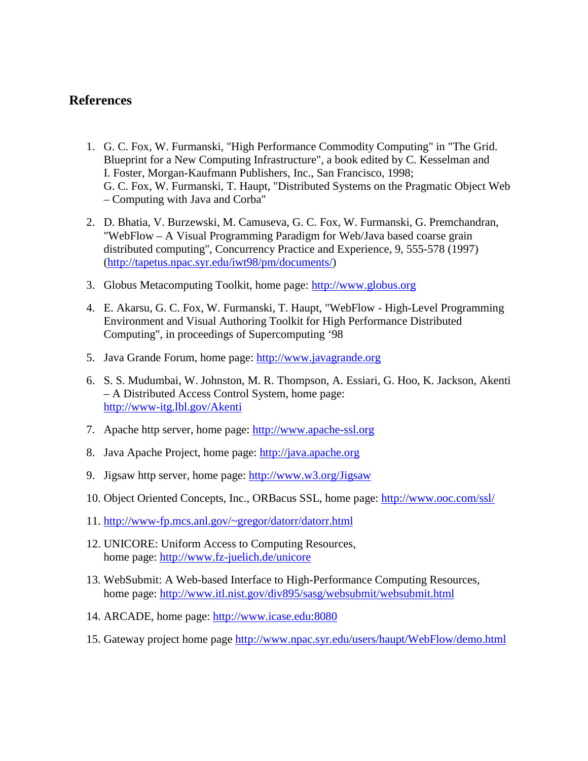## References

1. G. C. Fox, W. Furmanski, "High Performance Commodity Computing" in "The Grid. Blueprint for a New Computing Infrastructure", a book edited by C. Kesselman and I. Foster, Morgan-Kaufmann Publishers, Inc., San Francisco, 1998;
   G. C. Fox, W. Furmanski, T. Haupt, "Distributed Systems on the Pragmatic Object Web – Computing with Java and Corba"

2. D. Bhatia, V. Burzewski, M. Camuseva, G. C. Fox, W. Furmanski, G. Premchandran, "WebFlow – A Visual Programming Paradigm for Web/Java based coarse grain distributed computing", Concurrency Practice and Experience, 9, 555-578 (1997) (http://tapetus.npac.syr.edu/iwt98/pm/documents/)

3. Globus Metacomputing Toolkit, home page: http://www.globus.org

4. E. Akarsu, G. C. Fox, W. Furmanski, T. Haupt, "WebFlow - High-Level Programming Environment and Visual Authoring Toolkit for High Performance Distributed Computing", in proceedings of Supercomputing '98

5. Java Grande Forum, home page: http://www.javagrande.org

6. S. S. Mudumbai, W. Johnston, M. R. Thompson, A. Essiari, G. Hoo, K. Jackson, Akenti – A Distributed Access Control System, home page: http://www-itg.lbl.gov/Akenti

7. Apache http server, home page: http://www.apache-ssl.org

8. Java Apache Project, home page: http://java.apache.org

9. Jigsaw http server, home page: http://www.w3.org/Jigsaw

10. Object Oriented Concepts, Inc., ORBacus SSL, home page: http://www.ooc.com/ssl/

11. http://www-fp.mcs.anl.gov/~gregor/datorr/datorr.html

12. UNICORE: Uniform Access to Computing Resources, home page: http://www.fz-juelich.de/unicore

13. WebSubmit: A Web-based Interface to High-Performance Computing Resources, home page: http://www.itl.nist.gov/div895/sasg/websubmit/websubmit.html

14. ARCADE, home page: http://www.icase.edu:8080

15. Gateway project home page http://www.npac.syr.edu/users/haupt/WebFlow/demo.html